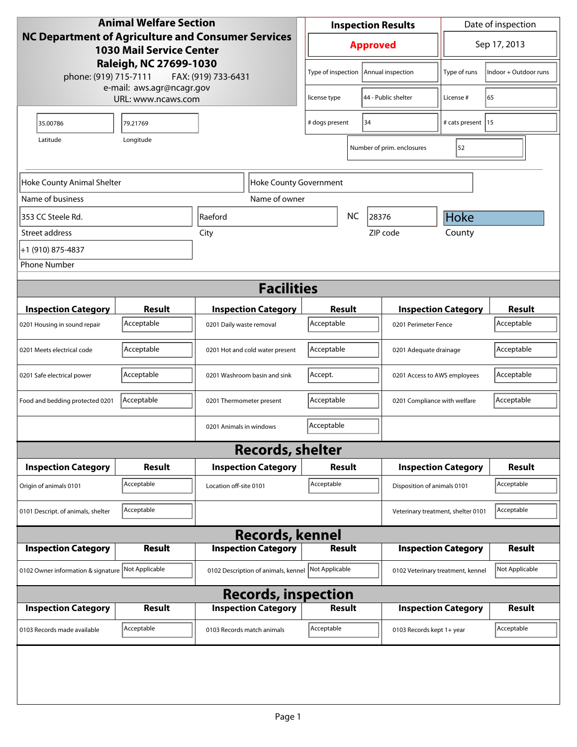**Animal Welfare Section**
**NC Department of Agriculture and Consumer Services**
**1030 Mail Service Center**
**Raleigh, NC 27699-1030**
phone: (919) 715-7111 FAX: (919) 733-6431
e-mail: aws.agr@ncagr.gov
URL: www.ncaws.com

| Inspection Results | Date of inspection |
|---|---|
| **Approved** | Sep 17, 2013 |

| | | | |
|---|---|---|---|
| Type of inspection | Annual inspection | Type of runs | Indoor + Outdoor runs |
| license type | 44 - Public shelter | License # | 65 |
| # dogs present | 34 | # cats present | 15 |
| Number of prim. enclosures | 52 | | |

| Latitude | Longitude |
|---|---|
| 35.00786 | 79.21769 |

| Name of business | Name of owner |
|---|---|
| Hoke County Animal Shelter | Hoke County Government |

| Street address | City | State | ZIP code | County |
|---|---|---|---|---|
| 353 CC Steele Rd. | Raeford | NC | 28376 | Hoke |

Phone Number: +1 (910) 875-4837

## Facilities

| Inspection Category | Result | Inspection Category | Result | Inspection Category | Result |
|---|---|---|---|---|---|
| 0201 Housing in sound repair | Acceptable | 0201 Daily waste removal | Acceptable | 0201 Perimeter Fence | Acceptable |
| 0201 Meets electrical code | Acceptable | 0201 Hot and cold water present | Acceptable | 0201 Adequate drainage | Acceptable |
| 0201 Safe electrical power | Acceptable | 0201 Washroom basin and sink | Accept. | 0201 Access to AWS employees | Acceptable |
| Food and bedding protected 0201 | Acceptable | 0201 Thermometer present | Acceptable | 0201 Compliance with welfare | Acceptable |
| | | 0201 Animals in windows | Acceptable | | |

## Records, shelter

| Inspection Category | Result | Inspection Category | Result | Inspection Category | Result |
|---|---|---|---|---|---|
| Origin of animals 0101 | Acceptable | Location off-site 0101 | Acceptable | Disposition of animals 0101 | Acceptable |
| 0101 Descript. of animals, shelter | Acceptable | | | Veterinary treatment, shelter 0101 | Acceptable |

## Records, kennel

| Inspection Category | Result | Inspection Category | Result | Inspection Category | Result |
|---|---|---|---|---|---|
| 0102 Owner information & signature | Not Applicable | 0102 Description of animals, kennel | Not Applicable | 0102 Veterinary treatment, kennel | Not Applicable |

## Records, inspection

| Inspection Category | Result | Inspection Category | Result | Inspection Category | Result |
|---|---|---|---|---|---|
| 0103 Records made available | Acceptable | 0103 Records match animals | Acceptable | 0103 Records kept 1+ year | Acceptable |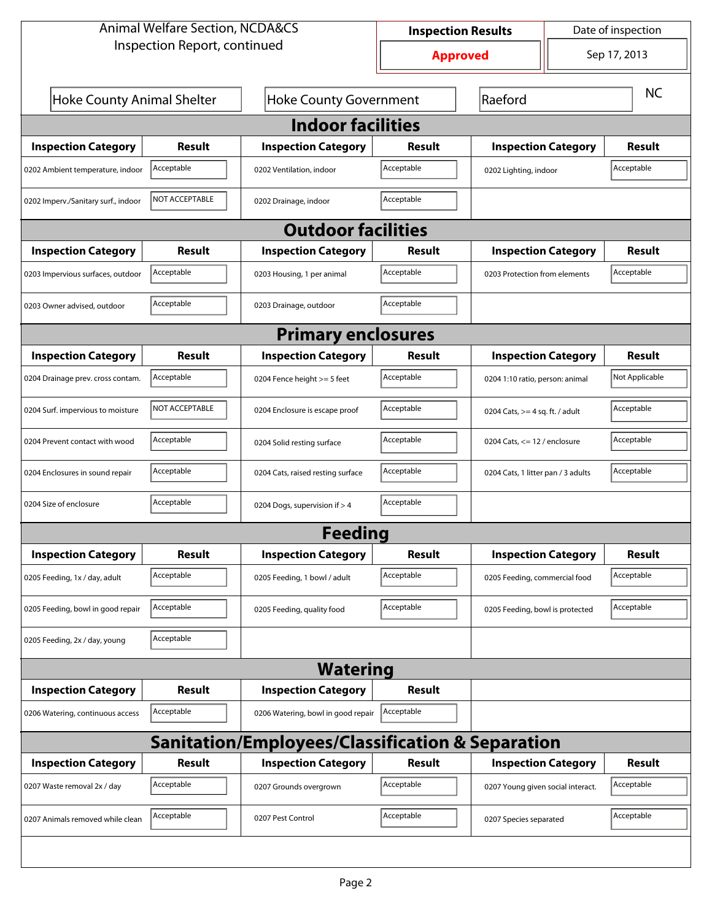Animal Welfare Section, NCDA&CS
Inspection Report, continued

| Inspection Results | Date of inspection |
|---|---|
| **Approved** | Sep 17, 2013 |

| Hoke County Animal Shelter | Hoke County Government | Raeford | NC |
|---|---|---|---|

## Indoor facilities

| Inspection Category | Result | Inspection Category | Result | Inspection Category | Result |
|---|---|---|---|---|---|
| 0202 Ambient temperature, indoor | Acceptable | 0202 Ventilation, indoor | Acceptable | 0202 Lighting, indoor | Acceptable |
| 0202 Imperv./Sanitary surf., indoor | NOT ACCEPTABLE | 0202 Drainage, indoor | Acceptable | | |

## Outdoor facilities

| Inspection Category | Result | Inspection Category | Result | Inspection Category | Result |
|---|---|---|---|---|---|
| 0203 Impervious surfaces, outdoor | Acceptable | 0203 Housing, 1 per animal | Acceptable | 0203 Protection from elements | Acceptable |
| 0203 Owner advised, outdoor | Acceptable | 0203 Drainage, outdoor | Acceptable | | |

## Primary enclosures

| Inspection Category | Result | Inspection Category | Result | Inspection Category | Result |
|---|---|---|---|---|---|
| 0204 Drainage prev. cross contam. | Acceptable | 0204 Fence height >= 5 feet | Acceptable | 0204 1:10 ratio, person: animal | Not Applicable |
| 0204 Surf. impervious to moisture | NOT ACCEPTABLE | 0204 Enclosure is escape proof | Acceptable | 0204 Cats, >= 4 sq. ft. / adult | Acceptable |
| 0204 Prevent contact with wood | Acceptable | 0204 Solid resting surface | Acceptable | 0204 Cats, <= 12 / enclosure | Acceptable |
| 0204 Enclosures in sound repair | Acceptable | 0204 Cats, raised resting surface | Acceptable | 0204 Cats, 1 litter pan / 3 adults | Acceptable |
| 0204 Size of enclosure | Acceptable | 0204 Dogs, supervision if > 4 | Acceptable | | |

## Feeding

| Inspection Category | Result | Inspection Category | Result | Inspection Category | Result |
|---|---|---|---|---|---|
| 0205 Feeding, 1x / day, adult | Acceptable | 0205 Feeding, 1 bowl / adult | Acceptable | 0205 Feeding, commercial food | Acceptable |
| 0205 Feeding, bowl in good repair | Acceptable | 0205 Feeding, quality food | Acceptable | 0205 Feeding, bowl is protected | Acceptable |
| 0205 Feeding, 2x / day, young | Acceptable | | | | |

## Watering

| Inspection Category | Result | Inspection Category | Result |
|---|---|---|---|
| 0206 Watering, continuous access | Acceptable | 0206 Watering, bowl in good repair | Acceptable |

## Sanitation/Employees/Classification & Separation

| Inspection Category | Result | Inspection Category | Result | Inspection Category | Result |
|---|---|---|---|---|---|
| 0207 Waste removal 2x / day | Acceptable | 0207 Grounds overgrown | Acceptable | 0207 Young given social interact. | Acceptable |
| 0207 Animals removed while clean | Acceptable | 0207 Pest Control | Acceptable | 0207 Species separated | Acceptable |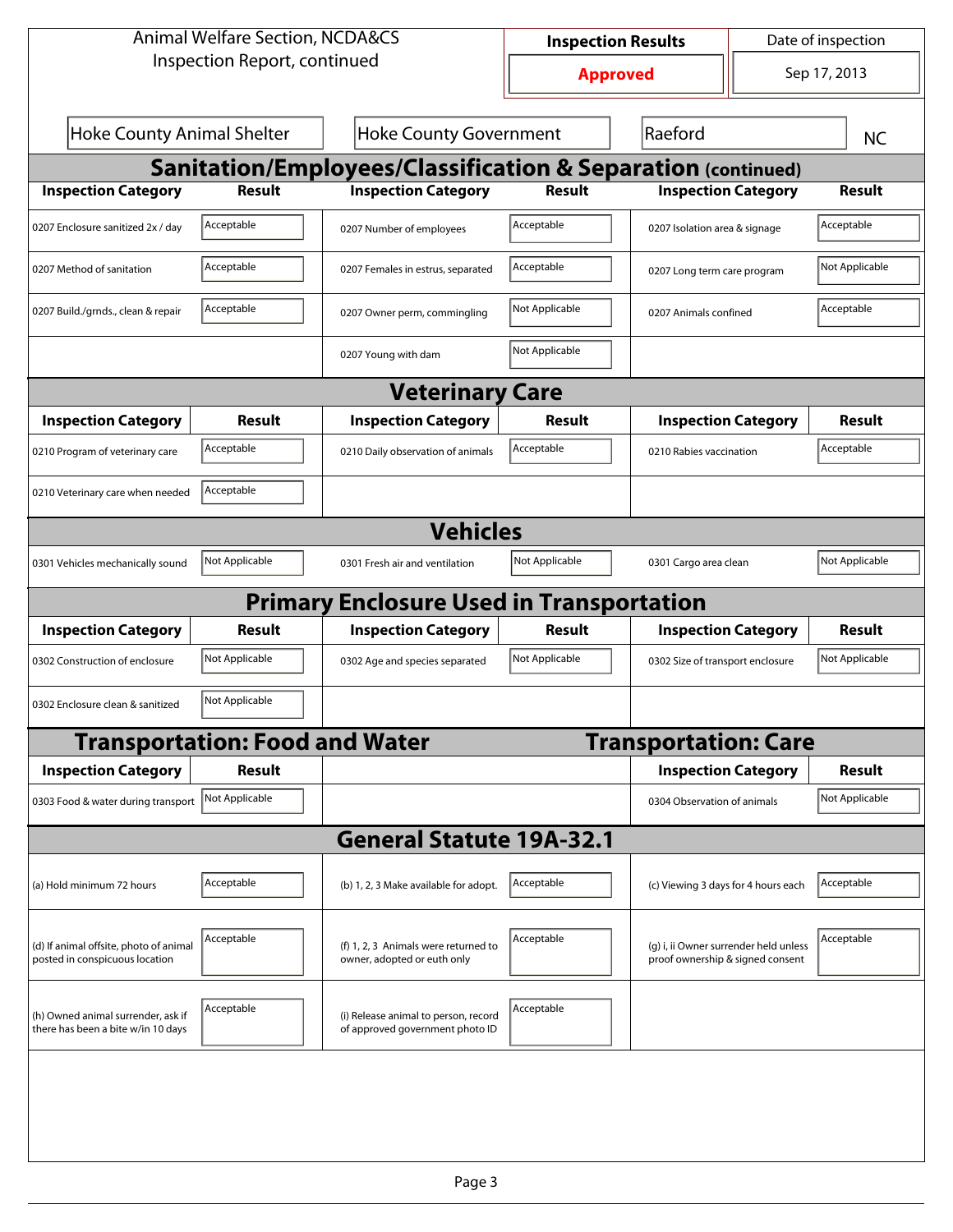Animal Welfare Section, NCDA&CS
Inspection Report, continued

| Inspection Results | Date of inspection |
| --- | --- |
| Approved | Sep 17, 2013 |

| Hoke County Animal Shelter | Hoke County Government | Raeford | NC |
| --- | --- | --- | --- |

## Sanitation/Employees/Classification & Separation (continued)

| Inspection Category | Result | Inspection Category | Result | Inspection Category | Result |
| --- | --- | --- | --- | --- | --- |
| 0207 Enclosure sanitized 2x / day | Acceptable | 0207 Number of employees | Acceptable | 0207 Isolation area & signage | Acceptable |
| 0207 Method of sanitation | Acceptable | 0207 Females in estrus, separated | Acceptable | 0207 Long term care program | Not Applicable |
| 0207 Build./grnds., clean & repair | Acceptable | 0207 Owner perm, commingling | Not Applicable | 0207 Animals confined | Acceptable |
| | | 0207 Young with dam | Not Applicable | | |

## Veterinary Care

| Inspection Category | Result | Inspection Category | Result | Inspection Category | Result |
| --- | --- | --- | --- | --- | --- |
| 0210 Program of veterinary care | Acceptable | 0210 Daily observation of animals | Acceptable | 0210 Rabies vaccination | Acceptable |
| 0210 Veterinary care when needed | Acceptable | | | | |

## Vehicles

| Inspection Category | Result | Inspection Category | Result | Inspection Category | Result |
| --- | --- | --- | --- | --- | --- |
| 0301 Vehicles mechanically sound | Not Applicable | 0301 Fresh air and ventilation | Not Applicable | 0301 Cargo area clean | Not Applicable |

## Primary Enclosure Used in Transportation

| Inspection Category | Result | Inspection Category | Result | Inspection Category | Result |
| --- | --- | --- | --- | --- | --- |
| 0302 Construction of enclosure | Not Applicable | 0302 Age and species separated | Not Applicable | 0302 Size of transport enclosure | Not Applicable |
| 0302 Enclosure clean & sanitized | Not Applicable | | | | |

## Transportation: Food and Water

| Inspection Category | Result |
| --- | --- |
| 0303 Food & water during transport | Not Applicable |

## Transportation: Care

| Inspection Category | Result |
| --- | --- |
| 0304 Observation of animals | Not Applicable |

## General Statute 19A-32.1

| Inspection Category | Result | Inspection Category | Result | Inspection Category | Result |
| --- | --- | --- | --- | --- | --- |
| (a) Hold minimum 72 hours | Acceptable | (b) 1, 2, 3 Make available for adopt. | Acceptable | (c) Viewing 3 days for 4 hours each | Acceptable |
| (d) If animal offsite, photo of animal posted in conspicuous location | Acceptable | (f) 1, 2, 3 Animals were returned to owner, adopted or euth only | Acceptable | (g) i, ii Owner surrender held unless proof ownership & signed consent | Acceptable |
| (h) Owned animal surrender, ask if there has been a bite w/in 10 days | Acceptable | (i) Release animal to person, record of approved government photo ID | Acceptable | | |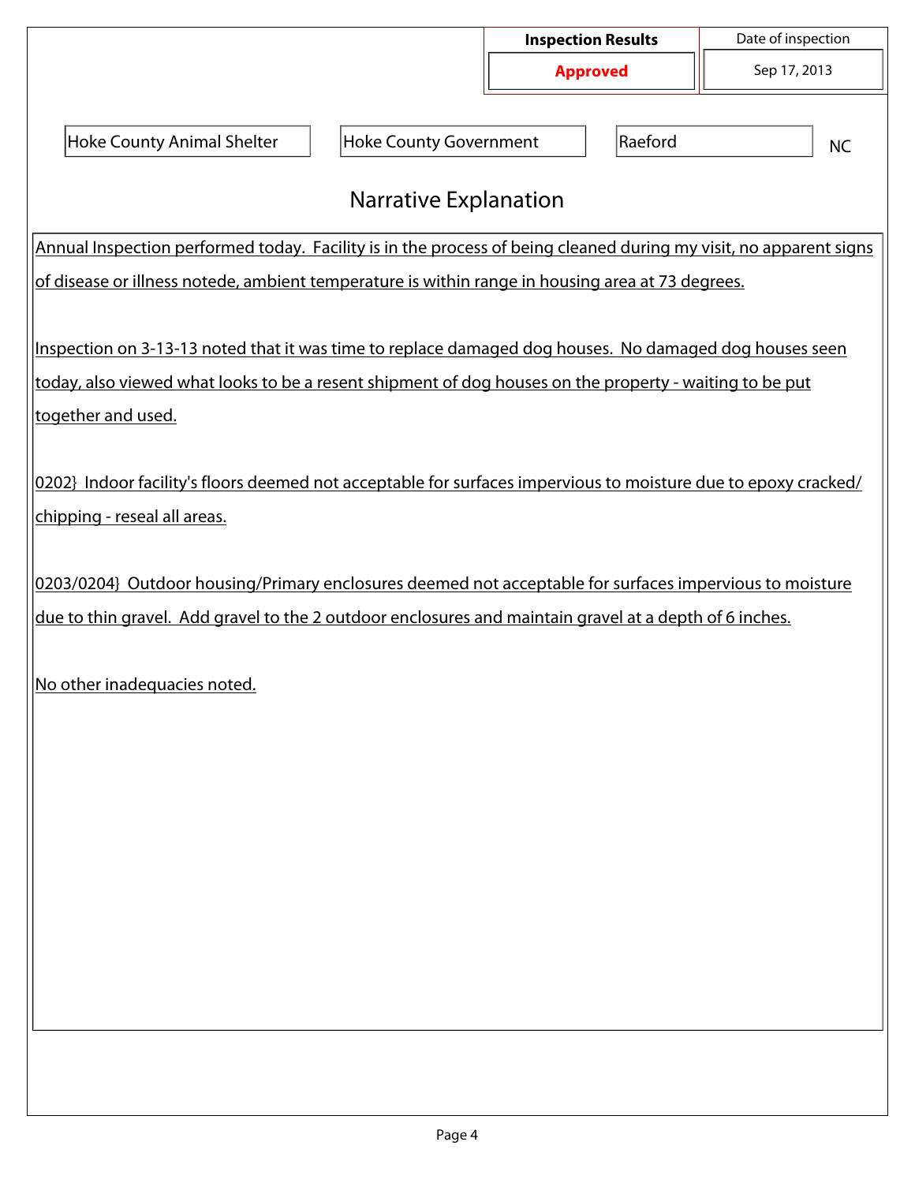| Inspection Results | Date of inspection |
|---|---|
| **Approved** | Sep 17, 2013 |

| Hoke County Animal Shelter | Hoke County Government | Raeford | NC |
|---|---|---|---|

## Narrative Explanation

Annual Inspection performed today. Facility is in the process of being cleaned during my visit, no apparent signs of disease or illness notede, ambient temperature is within range in housing area at 73 degrees.

Inspection on 3-13-13 noted that it was time to replace damaged dog houses. No damaged dog houses seen today, also viewed what looks to be a resent shipment of dog houses on the property - waiting to be put together and used.

0202} Indoor facility's floors deemed not acceptable for surfaces impervious to moisture due to epoxy cracked/ chipping - reseal all areas.

0203/0204} Outdoor housing/Primary enclosures deemed not acceptable for surfaces impervious to moisture due to thin gravel. Add gravel to the 2 outdoor enclosures and maintain gravel at a depth of 6 inches.

No other inadequacies noted.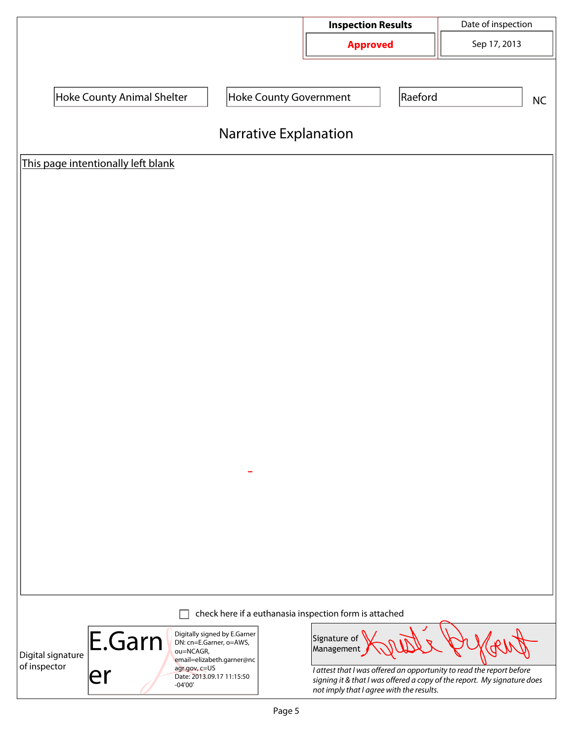| Inspection Results | Date of inspection |
| --- | --- |
| **Approved** | Sep 17, 2013 |

| | | | |
| --- | --- | --- | --- |
| Hoke County Animal Shelter | Hoke County Government | Raeford | NC |

## Narrative Explanation

This page intentionally left blank

☐ check here if a euthanasia inspection form is attached

Digital signature of inspector

E.Garner

Digitally signed by E.Garner
DN: cn=E.Garner, o=AWS, ou=NCAGR, email=elizabeth.garner@ncagr.gov, c=US
Date: 2013.09.17 11:15:50 -04'00'

Signature of Management

*I attest that I was offered an opportunity to read the report before signing it & that I was offered a copy of the report. My signature does not imply that I agree with the results.*